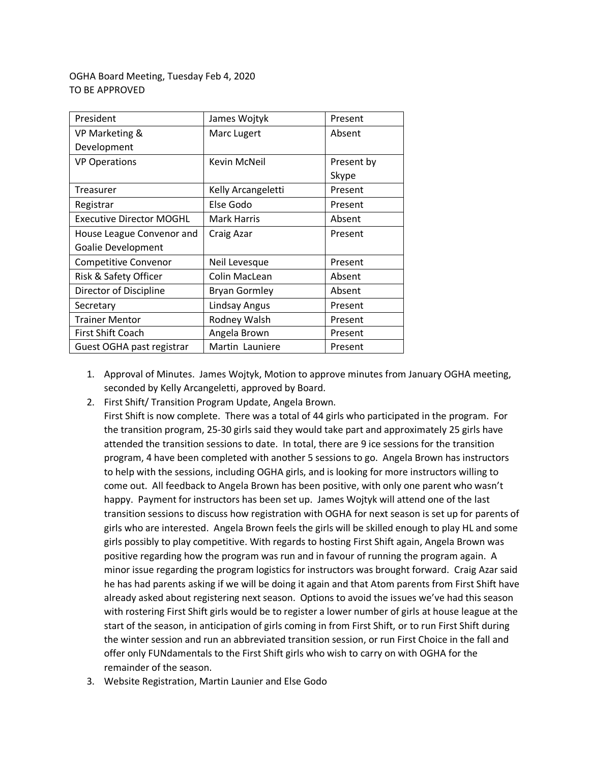OGHA Board Meeting, Tuesday Feb 4, 2020
TO BE APPROVED

| President | James Wojtyk | Present |
|---|---|---|
| VP Marketing & Development | Marc Lugert | Absent |
| VP Operations | Kevin McNeil | Present by Skype |
| Treasurer | Kelly Arcangeletti | Present |
| Registrar | Else Godo | Present |
| Executive Director MOGHL | Mark Harris | Absent |
| House League Convenor and Goalie Development | Craig Azar | Present |
| Competitive Convenor | Neil Levesque | Present |
| Risk & Safety Officer | Colin MacLean | Absent |
| Director of Discipline | Bryan Gormley | Absent |
| Secretary | Lindsay Angus | Present |
| Trainer Mentor | Rodney Walsh | Present |
| First Shift Coach | Angela Brown | Present |
| Guest OGHA past registrar | Martin  Launiere | Present |

1. Approval of Minutes. James Wojtyk, Motion to approve minutes from January OGHA meeting, seconded by Kelly Arcangeletti, approved by Board.
2. First Shift/ Transition Program Update, Angela Brown.
   First Shift is now complete. There was a total of 44 girls who participated in the program. For the transition program, 25-30 girls said they would take part and approximately 25 girls have attended the transition sessions to date. In total, there are 9 ice sessions for the transition program, 4 have been completed with another 5 sessions to go. Angela Brown has instructors to help with the sessions, including OGHA girls, and is looking for more instructors willing to come out. All feedback to Angela Brown has been positive, with only one parent who wasn't happy. Payment for instructors has been set up. James Wojtyk will attend one of the last transition sessions to discuss how registration with OGHA for next season is set up for parents of girls who are interested. Angela Brown feels the girls will be skilled enough to play HL and some girls possibly to play competitive. With regards to hosting First Shift again, Angela Brown was positive regarding how the program was run and in favour of running the program again. A minor issue regarding the program logistics for instructors was brought forward. Craig Azar said he has had parents asking if we will be doing it again and that Atom parents from First Shift have already asked about registering next season. Options to avoid the issues we've had this season with rostering First Shift girls would be to register a lower number of girls at house league at the start of the season, in anticipation of girls coming in from First Shift, or to run First Shift during the winter session and run an abbreviated transition session, or run First Choice in the fall and offer only FUNdamentals to the First Shift girls who wish to carry on with OGHA for the remainder of the season.
3. Website Registration, Martin Launier and Else Godo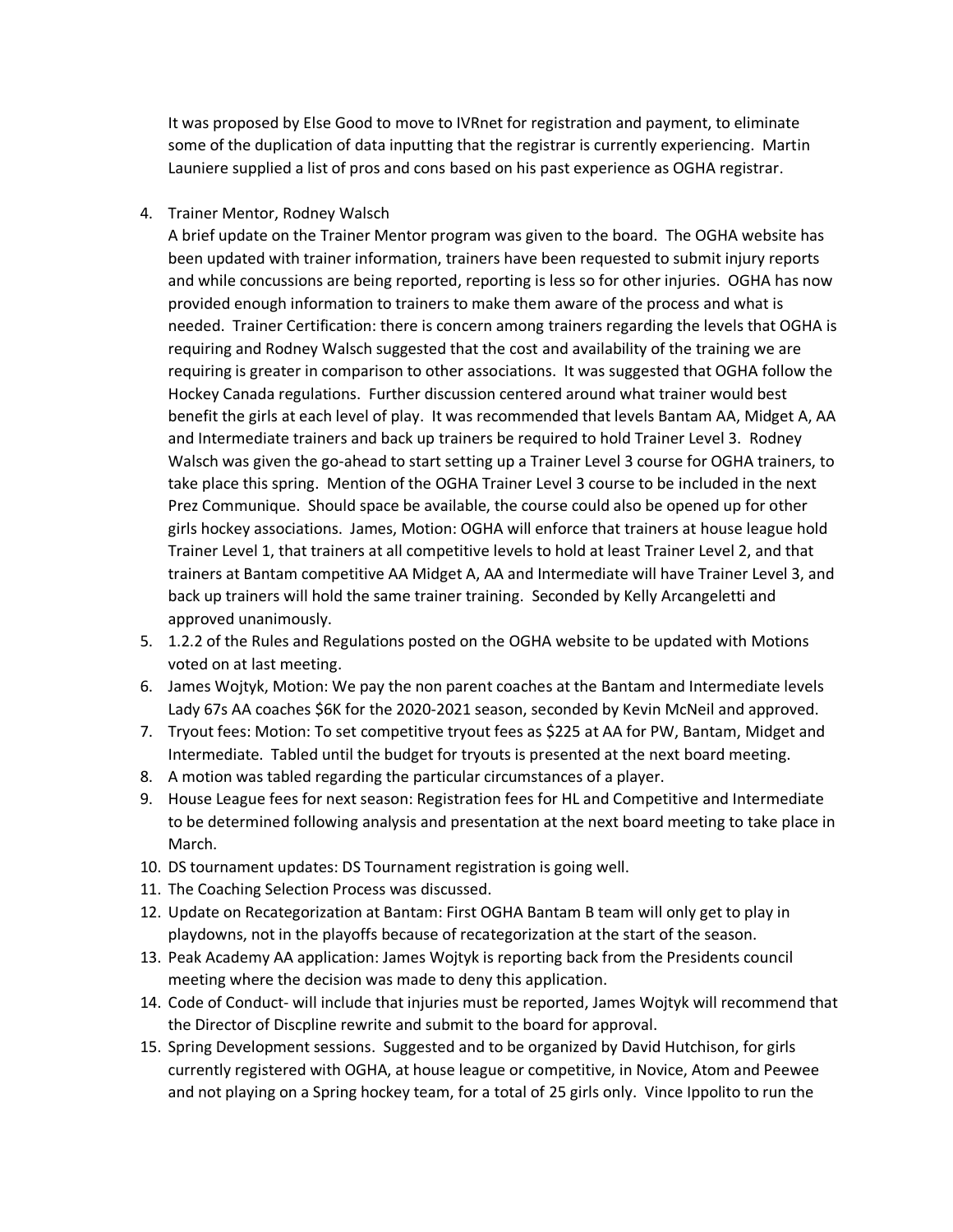It was proposed by Else Good to move to IVRnet for registration and payment, to eliminate some of the duplication of data inputting that the registrar is currently experiencing. Martin Launiere supplied a list of pros and cons based on his past experience as OGHA registrar.

4. Trainer Mentor, Rodney Walsch
   A brief update on the Trainer Mentor program was given to the board. The OGHA website has been updated with trainer information, trainers have been requested to submit injury reports and while concussions are being reported, reporting is less so for other injuries. OGHA has now provided enough information to trainers to make them aware of the process and what is needed. Trainer Certification: there is concern among trainers regarding the levels that OGHA is requiring and Rodney Walsch suggested that the cost and availability of the training we are requiring is greater in comparison to other associations. It was suggested that OGHA follow the Hockey Canada regulations. Further discussion centered around what trainer would best benefit the girls at each level of play. It was recommended that levels Bantam AA, Midget A, AA and Intermediate trainers and back up trainers be required to hold Trainer Level 3. Rodney Walsch was given the go-ahead to start setting up a Trainer Level 3 course for OGHA trainers, to take place this spring. Mention of the OGHA Trainer Level 3 course to be included in the next Prez Communique. Should space be available, the course could also be opened up for other girls hockey associations. James, Motion: OGHA will enforce that trainers at house league hold Trainer Level 1, that trainers at all competitive levels to hold at least Trainer Level 2, and that trainers at Bantam competitive AA Midget A, AA and Intermediate will have Trainer Level 3, and back up trainers will hold the same trainer training. Seconded by Kelly Arcangeletti and approved unanimously.
5. 1.2.2 of the Rules and Regulations posted on the OGHA website to be updated with Motions voted on at last meeting.
6. James Wojtyk, Motion: We pay the non parent coaches at the Bantam and Intermediate levels Lady 67s AA coaches $6K for the 2020-2021 season, seconded by Kevin McNeil and approved.
7. Tryout fees: Motion: To set competitive tryout fees as $225 at AA for PW, Bantam, Midget and Intermediate. Tabled until the budget for tryouts is presented at the next board meeting.
8. A motion was tabled regarding the particular circumstances of a player.
9. House League fees for next season: Registration fees for HL and Competitive and Intermediate to be determined following analysis and presentation at the next board meeting to take place in March.
10. DS tournament updates: DS Tournament registration is going well.
11. The Coaching Selection Process was discussed.
12. Update on Recategorization at Bantam: First OGHA Bantam B team will only get to play in playdowns, not in the playoffs because of recategorization at the start of the season.
13. Peak Academy AA application: James Wojtyk is reporting back from the Presidents council meeting where the decision was made to deny this application.
14. Code of Conduct- will include that injuries must be reported, James Wojtyk will recommend that the Director of Discpline rewrite and submit to the board for approval.
15. Spring Development sessions. Suggested and to be organized by David Hutchison, for girls currently registered with OGHA, at house league or competitive, in Novice, Atom and Peewee and not playing on a Spring hockey team, for a total of 25 girls only. Vince Ippolito to run the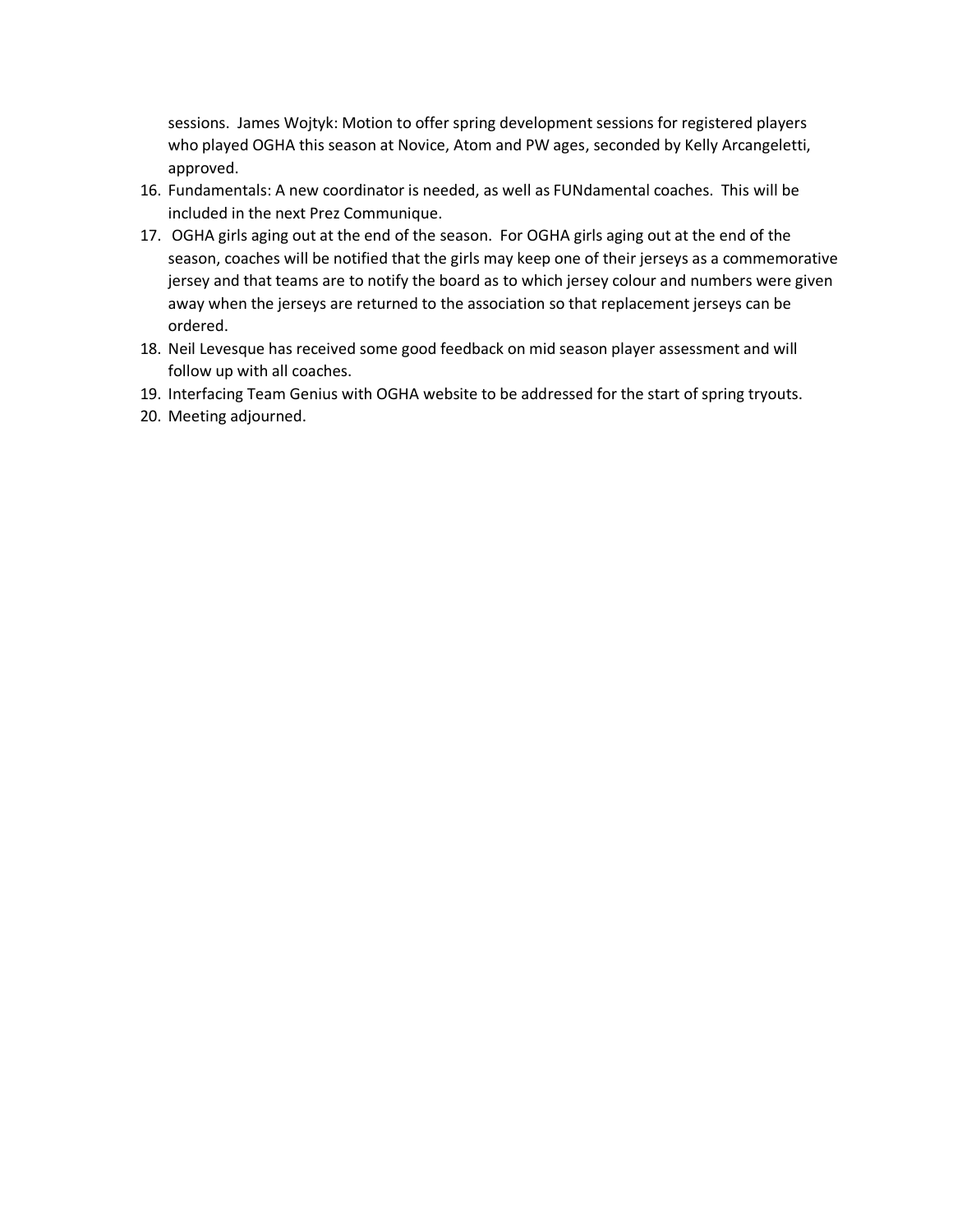sessions. James Wojtyk: Motion to offer spring development sessions for registered players who played OGHA this season at Novice, Atom and PW ages, seconded by Kelly Arcangeletti, approved.

16. Fundamentals: A new coordinator is needed, as well as FUNdamental coaches. This will be included in the next Prez Communique.
17. OGHA girls aging out at the end of the season. For OGHA girls aging out at the end of the season, coaches will be notified that the girls may keep one of their jerseys as a commemorative jersey and that teams are to notify the board as to which jersey colour and numbers were given away when the jerseys are returned to the association so that replacement jerseys can be ordered.
18. Neil Levesque has received some good feedback on mid season player assessment and will follow up with all coaches.
19. Interfacing Team Genius with OGHA website to be addressed for the start of spring tryouts.
20. Meeting adjourned.